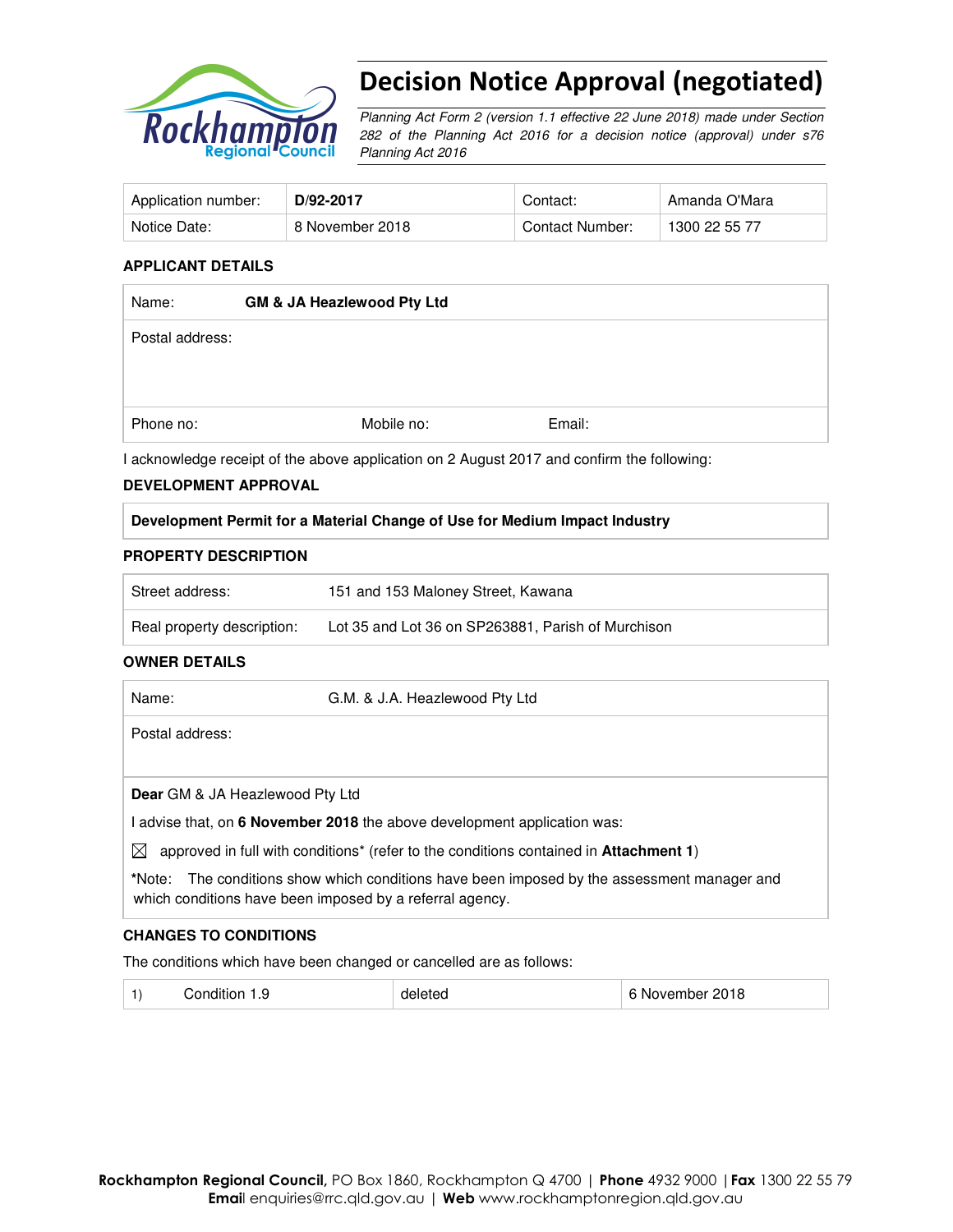# Decision Notice Approval (negotiated)

*Planning Act Form 2 (version 1.1 effective 22 June 2018) made under Section 282 of the Planning Act 2016 for a decision notice (approval) under s76 Planning Act 2016*

| Application number: | **D/92-2017** | Contact: | Amanda O'Mara |
|---|---|---|---|
| Notice Date: | 8 November 2018 | Contact Number: | 1300 22 55 77 |

### APPLICANT DETAILS

| Name: | **GM & JA Heazlewood Pty Ltd** | |
|---|---|---|
| Postal address: | | |
| Phone no: | Mobile no: | Email: |

I acknowledge receipt of the above application on 2 August 2017 and confirm the following:

### DEVELOPMENT APPROVAL

**Development Permit for a Material Change of Use for Medium Impact Industry**

### PROPERTY DESCRIPTION

| Street address: | 151 and 153 Maloney Street, Kawana |
|---|---|
| Real property description: | Lot 35 and Lot 36 on SP263881, Parish of Murchison |

### OWNER DETAILS

| Name: | G.M. & J.A. Heazlewood Pty Ltd |
|---|---|
| Postal address: | |

**Dear** GM & JA Heazlewood Pty Ltd

I advise that, on **6 November 2018** the above development application was:

☒ approved in full with conditions* (refer to the conditions contained in **Attachment 1**)

*Note: The conditions show which conditions have been imposed by the assessment manager and which conditions have been imposed by a referral agency.

### CHANGES TO CONDITIONS

The conditions which have been changed or cancelled are as follows:

| 1) | Condition 1.9 | deleted | 6 November 2018 |
|---|---|---|---|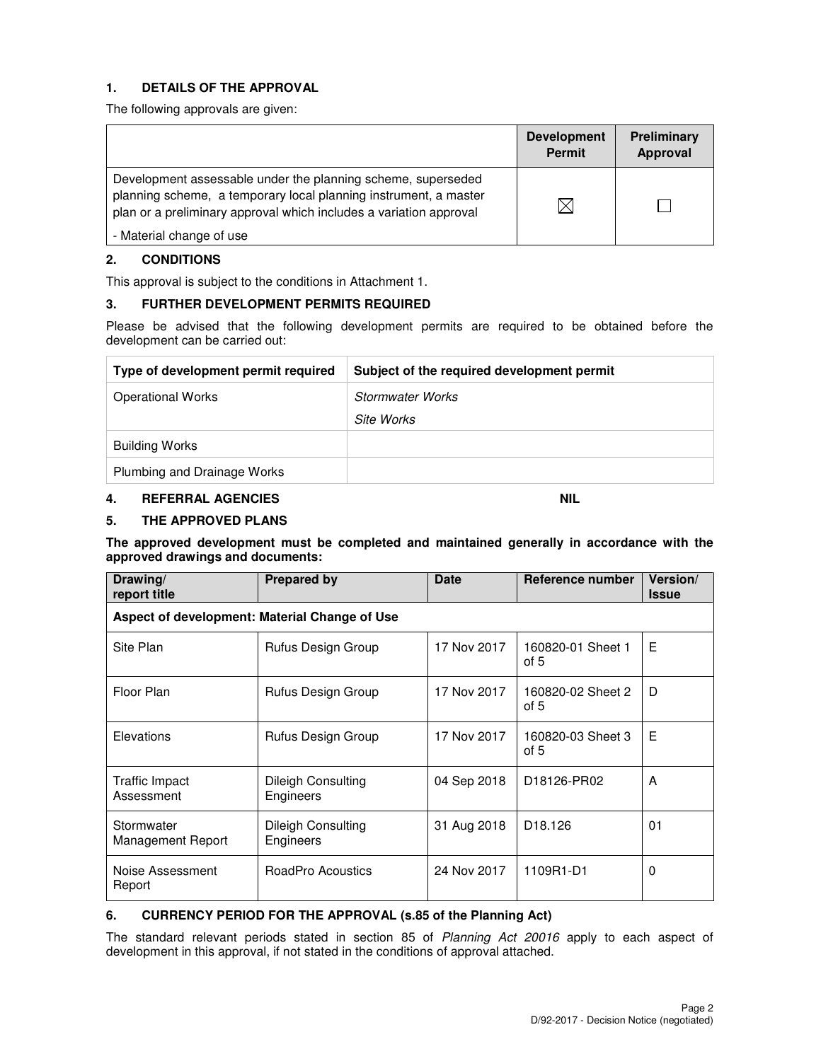## 1. DETAILS OF THE APPROVAL

The following approvals are given:

| | Development Permit | Preliminary Approval |
|---|---|---|
| Development assessable under the planning scheme, superseded planning scheme, a temporary local planning instrument, a master plan or a preliminary approval which includes a variation approval<br>- Material change of use | ☒ | ☐ |

## 2. CONDITIONS

This approval is subject to the conditions in Attachment 1.

## 3. FURTHER DEVELOPMENT PERMITS REQUIRED

Please be advised that the following development permits are required to be obtained before the development can be carried out:

| Type of development permit required | Subject of the required development permit |
|---|---|
| Operational Works | *Stormwater Works*<br>*Site Works* |
| Building Works | |
| Plumbing and Drainage Works | |

## 4. REFERRAL AGENCIES NIL

## 5. THE APPROVED PLANS

**The approved development must be completed and maintained generally in accordance with the approved drawings and documents:**

| Drawing/ report title | Prepared by | Date | Reference number | Version/ Issue |
|---|---|---|---|---|
| **Aspect of development: Material Change of Use** | | | | |
| Site Plan | Rufus Design Group | 17 Nov 2017 | 160820-01 Sheet 1 of 5 | E |
| Floor Plan | Rufus Design Group | 17 Nov 2017 | 160820-02 Sheet 2 of 5 | D |
| Elevations | Rufus Design Group | 17 Nov 2017 | 160820-03 Sheet 3 of 5 | E |
| Traffic Impact Assessment | Dileigh Consulting Engineers | 04 Sep 2018 | D18126-PR02 | A |
| Stormwater Management Report | Dileigh Consulting Engineers | 31 Aug 2018 | D18.126 | 01 |
| Noise Assessment Report | RoadPro Acoustics | 24 Nov 2017 | 1109R1-D1 | 0 |

## 6. CURRENCY PERIOD FOR THE APPROVAL (s.85 of the Planning Act)

The standard relevant periods stated in section 85 of *Planning Act 20016* apply to each aspect of development in this approval, if not stated in the conditions of approval attached.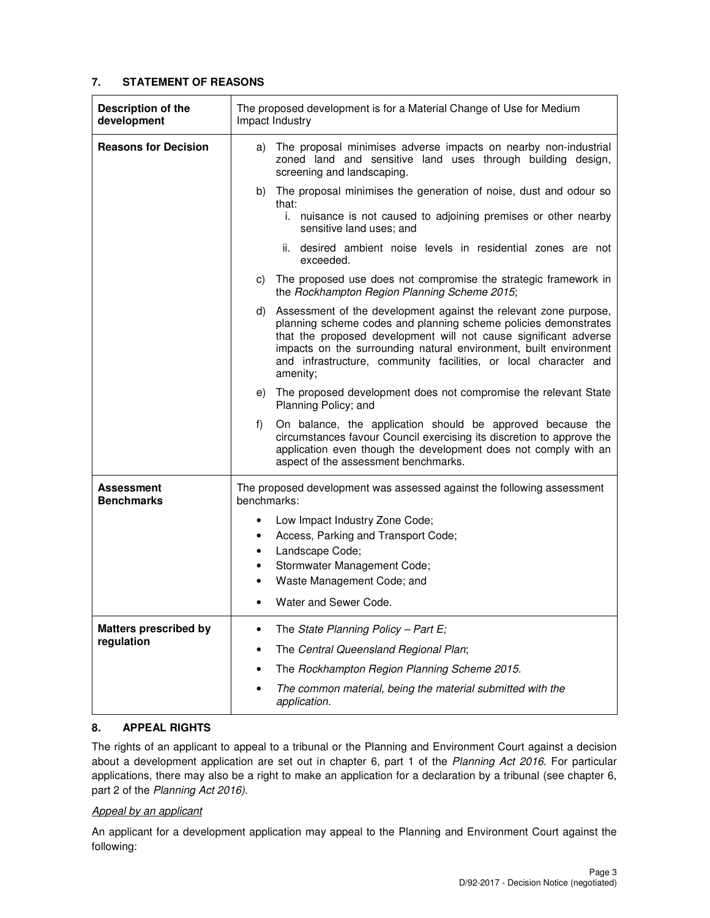## 7. STATEMENT OF REASONS

| | |
|---|---|
| **Description of the development** | The proposed development is for a Material Change of Use for Medium Impact Industry |
| **Reasons for Decision** | a) The proposal minimises adverse impacts on nearby non-industrial zoned land and sensitive land uses through building design, screening and landscaping.<br><br>b) The proposal minimises the generation of noise, dust and odour so that:<br>i. nuisance is not caused to adjoining premises or other nearby sensitive land uses; and<br>ii. desired ambient noise levels in residential zones are not exceeded.<br><br>c) The proposed use does not compromise the strategic framework in the *Rockhampton Region Planning Scheme 2015*;<br><br>d) Assessment of the development against the relevant zone purpose, planning scheme codes and planning scheme policies demonstrates that the proposed development will not cause significant adverse impacts on the surrounding natural environment, built environment and infrastructure, community facilities, or local character and amenity;<br><br>e) The proposed development does not compromise the relevant State Planning Policy; and<br><br>f) On balance, the application should be approved because the circumstances favour Council exercising its discretion to approve the application even though the development does not comply with an aspect of the assessment benchmarks. |
| **Assessment Benchmarks** | The proposed development was assessed against the following assessment benchmarks:<br>• Low Impact Industry Zone Code;<br>• Access, Parking and Transport Code;<br>• Landscape Code;<br>• Stormwater Management Code;<br>• Waste Management Code; and<br>• Water and Sewer Code. |
| **Matters prescribed by regulation** | • The *State Planning Policy – Part E;*<br>• The *Central Queensland Regional Plan*;<br>• The *Rockhampton Region Planning Scheme 2015*.<br>• *The common material, being the material submitted with the application.* |

## 8. APPEAL RIGHTS

The rights of an applicant to appeal to a tribunal or the Planning and Environment Court against a decision about a development application are set out in chapter 6, part 1 of the *Planning Act 2016*. For particular applications, there may also be a right to make an application for a declaration by a tribunal (see chapter 6, part 2 of the *Planning Act 2016).*

*Appeal by an applicant*

An applicant for a development application may appeal to the Planning and Environment Court against the following: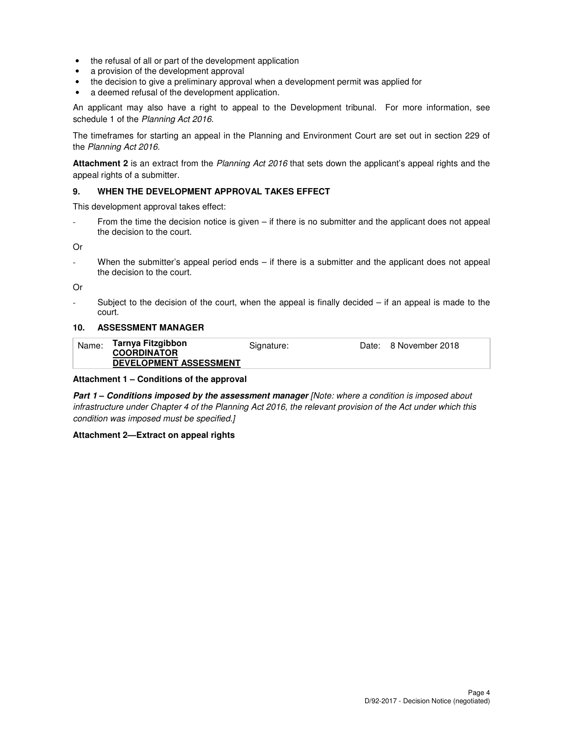- the refusal of all or part of the development application
- a provision of the development approval
- the decision to give a preliminary approval when a development permit was applied for
- a deemed refusal of the development application.

An applicant may also have a right to appeal to the Development tribunal. For more information, see schedule 1 of the *Planning Act 2016*.

The timeframes for starting an appeal in the Planning and Environment Court are set out in section 229 of the *Planning Act 2016*.

**Attachment 2** is an extract from the *Planning Act 2016* that sets down the applicant's appeal rights and the appeal rights of a submitter.

### 9. WHEN THE DEVELOPMENT APPROVAL TAKES EFFECT

This development approval takes effect:

- From the time the decision notice is given – if there is no submitter and the applicant does not appeal the decision to the court.

Or

- When the submitter's appeal period ends – if there is a submitter and the applicant does not appeal the decision to the court.

Or

- Subject to the decision of the court, when the appeal is finally decided – if an appeal is made to the court.

### 10. ASSESSMENT MANAGER

| Name: | **Tarnya Fitzgibbon** <br> **COORDINATOR** <br> **DEVELOPMENT ASSESSMENT** | Signature: | Date: | 8 November 2018 |
|---|---|---|---|---|

**Attachment 1 – Conditions of the approval**

***Part 1 – Conditions imposed by the assessment manager*** *[Note: where a condition is imposed about infrastructure under Chapter 4 of the Planning Act 2016, the relevant provision of the Act under which this condition was imposed must be specified.]*

**Attachment 2—Extract on appeal rights**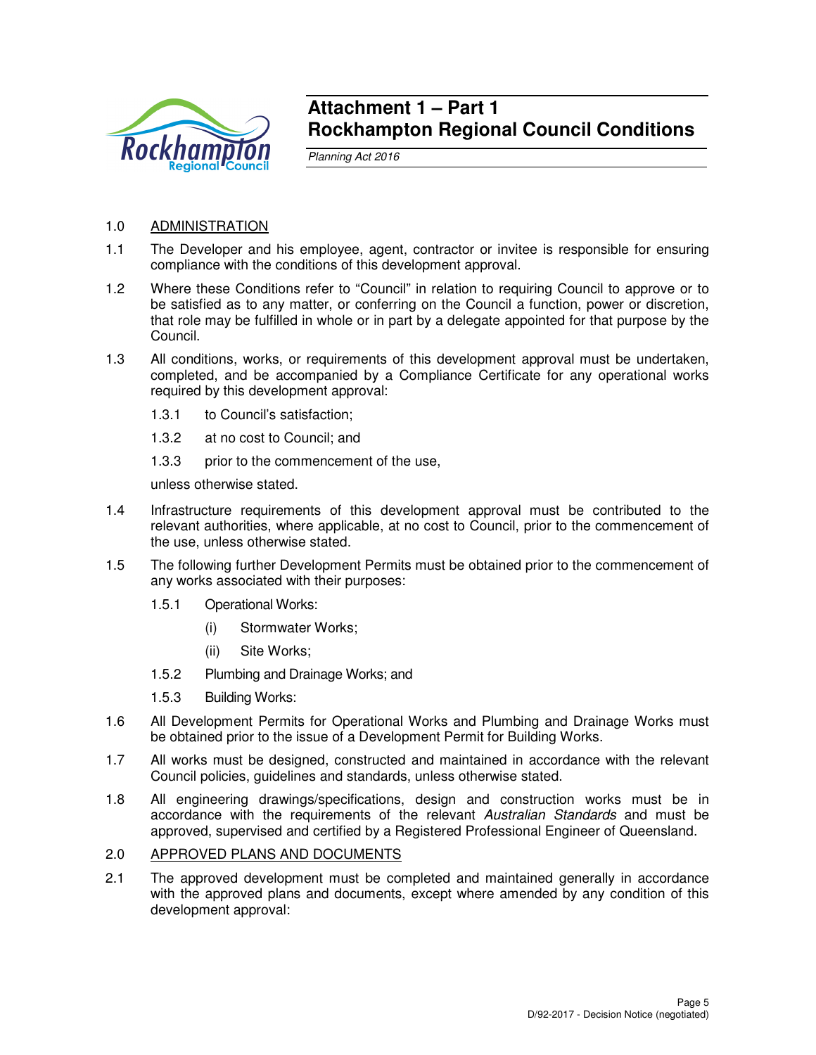# Attachment 1 – Part 1
# Rockhampton Regional Council Conditions

*Planning Act 2016*

1.0 ADMINISTRATION

1.1 The Developer and his employee, agent, contractor or invitee is responsible for ensuring compliance with the conditions of this development approval.

1.2 Where these Conditions refer to "Council" in relation to requiring Council to approve or to be satisfied as to any matter, or conferring on the Council a function, power or discretion, that role may be fulfilled in whole or in part by a delegate appointed for that purpose by the Council.

1.3 All conditions, works, or requirements of this development approval must be undertaken, completed, and be accompanied by a Compliance Certificate for any operational works required by this development approval:

- 1.3.1 to Council's satisfaction;
- 1.3.2 at no cost to Council; and
- 1.3.3 prior to the commencement of the use,

unless otherwise stated.

1.4 Infrastructure requirements of this development approval must be contributed to the relevant authorities, where applicable, at no cost to Council, prior to the commencement of the use, unless otherwise stated.

1.5 The following further Development Permits must be obtained prior to the commencement of any works associated with their purposes:

- 1.5.1 Operational Works:
  - (i) Stormwater Works;
  - (ii) Site Works;
- 1.5.2 Plumbing and Drainage Works; and
- 1.5.3 Building Works:

1.6 All Development Permits for Operational Works and Plumbing and Drainage Works must be obtained prior to the issue of a Development Permit for Building Works.

1.7 All works must be designed, constructed and maintained in accordance with the relevant Council policies, guidelines and standards, unless otherwise stated.

1.8 All engineering drawings/specifications, design and construction works must be in accordance with the requirements of the relevant *Australian Standards* and must be approved, supervised and certified by a Registered Professional Engineer of Queensland.

2.0 APPROVED PLANS AND DOCUMENTS

2.1 The approved development must be completed and maintained generally in accordance with the approved plans and documents, except where amended by any condition of this development approval: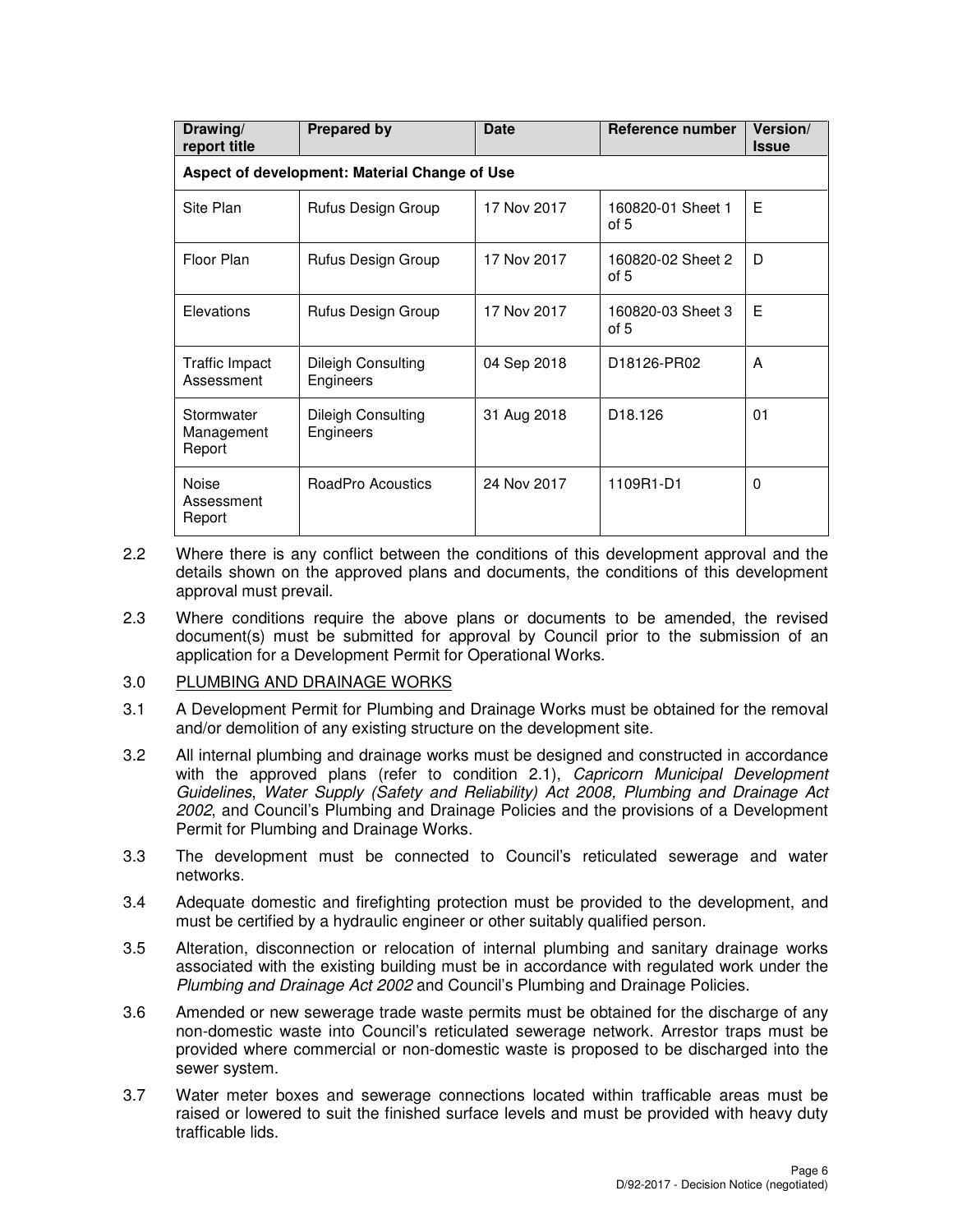| Drawing/ report title | Prepared by | Date | Reference number | Version/ Issue |
|---|---|---|---|---|
| **Aspect of development: Material Change of Use** | | | | |
| Site Plan | Rufus Design Group | 17 Nov 2017 | 160820-01 Sheet 1 of 5 | E |
| Floor Plan | Rufus Design Group | 17 Nov 2017 | 160820-02 Sheet 2 of 5 | D |
| Elevations | Rufus Design Group | 17 Nov 2017 | 160820-03 Sheet 3 of 5 | E |
| Traffic Impact Assessment | Dileigh Consulting Engineers | 04 Sep 2018 | D18126-PR02 | A |
| Stormwater Management Report | Dileigh Consulting Engineers | 31 Aug 2018 | D18.126 | 01 |
| Noise Assessment Report | RoadPro Acoustics | 24 Nov 2017 | 1109R1-D1 | 0 |

2.2 Where there is any conflict between the conditions of this development approval and the details shown on the approved plans and documents, the conditions of this development approval must prevail.

2.3 Where conditions require the above plans or documents to be amended, the revised document(s) must be submitted for approval by Council prior to the submission of an application for a Development Permit for Operational Works.

3.0 PLUMBING AND DRAINAGE WORKS

3.1 A Development Permit for Plumbing and Drainage Works must be obtained for the removal and/or demolition of any existing structure on the development site.

3.2 All internal plumbing and drainage works must be designed and constructed in accordance with the approved plans (refer to condition 2.1), *Capricorn Municipal Development Guidelines*, *Water Supply (Safety and Reliability) Act 2008, Plumbing and Drainage Act 2002*, and Council's Plumbing and Drainage Policies and the provisions of a Development Permit for Plumbing and Drainage Works.

3.3 The development must be connected to Council's reticulated sewerage and water networks.

3.4 Adequate domestic and firefighting protection must be provided to the development, and must be certified by a hydraulic engineer or other suitably qualified person.

3.5 Alteration, disconnection or relocation of internal plumbing and sanitary drainage works associated with the existing building must be in accordance with regulated work under the *Plumbing and Drainage Act 2002* and Council's Plumbing and Drainage Policies.

3.6 Amended or new sewerage trade waste permits must be obtained for the discharge of any non-domestic waste into Council's reticulated sewerage network. Arrestor traps must be provided where commercial or non-domestic waste is proposed to be discharged into the sewer system.

3.7 Water meter boxes and sewerage connections located within trafficable areas must be raised or lowered to suit the finished surface levels and must be provided with heavy duty trafficable lids.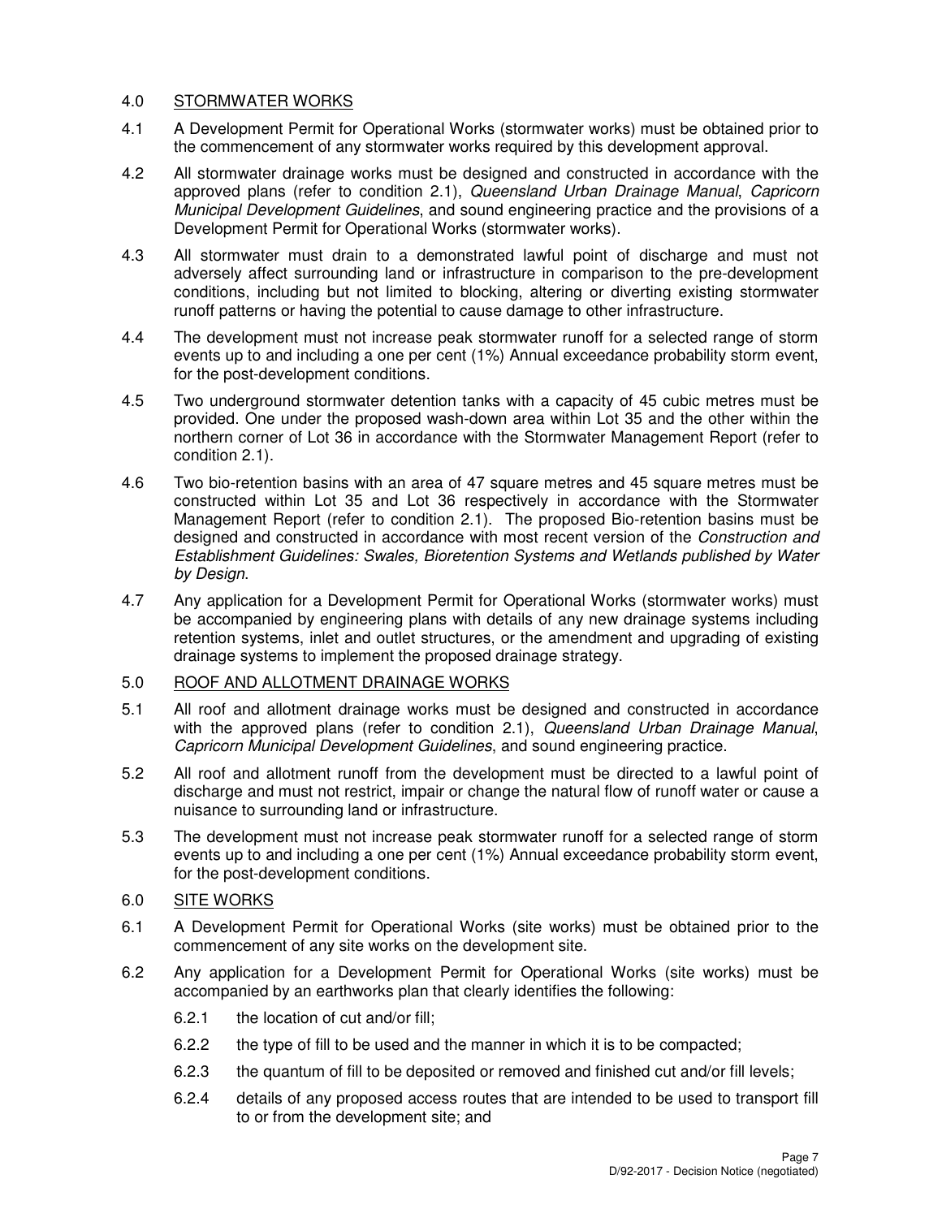## 4.0 <u>STORMWATER WORKS</u>

4.1 A Development Permit for Operational Works (stormwater works) must be obtained prior to the commencement of any stormwater works required by this development approval.

4.2 All stormwater drainage works must be designed and constructed in accordance with the approved plans (refer to condition 2.1), *Queensland Urban Drainage Manual*, *Capricorn Municipal Development Guidelines*, and sound engineering practice and the provisions of a Development Permit for Operational Works (stormwater works).

4.3 All stormwater must drain to a demonstrated lawful point of discharge and must not adversely affect surrounding land or infrastructure in comparison to the pre-development conditions, including but not limited to blocking, altering or diverting existing stormwater runoff patterns or having the potential to cause damage to other infrastructure.

4.4 The development must not increase peak stormwater runoff for a selected range of storm events up to and including a one per cent (1%) Annual exceedance probability storm event, for the post-development conditions.

4.5 Two underground stormwater detention tanks with a capacity of 45 cubic metres must be provided. One under the proposed wash-down area within Lot 35 and the other within the northern corner of Lot 36 in accordance with the Stormwater Management Report (refer to condition 2.1).

4.6 Two bio-retention basins with an area of 47 square metres and 45 square metres must be constructed within Lot 35 and Lot 36 respectively in accordance with the Stormwater Management Report (refer to condition 2.1). The proposed Bio-retention basins must be designed and constructed in accordance with most recent version of the *Construction and Establishment Guidelines: Swales, Bioretention Systems and Wetlands published by Water by Design*.

4.7 Any application for a Development Permit for Operational Works (stormwater works) must be accompanied by engineering plans with details of any new drainage systems including retention systems, inlet and outlet structures, or the amendment and upgrading of existing drainage systems to implement the proposed drainage strategy.

## 5.0 <u>ROOF AND ALLOTMENT DRAINAGE WORKS</u>

5.1 All roof and allotment drainage works must be designed and constructed in accordance with the approved plans (refer to condition 2.1), *Queensland Urban Drainage Manual*, *Capricorn Municipal Development Guidelines*, and sound engineering practice.

5.2 All roof and allotment runoff from the development must be directed to a lawful point of discharge and must not restrict, impair or change the natural flow of runoff water or cause a nuisance to surrounding land or infrastructure.

5.3 The development must not increase peak stormwater runoff for a selected range of storm events up to and including a one per cent (1%) Annual exceedance probability storm event, for the post-development conditions.

## 6.0 <u>SITE WORKS</u>

6.1 A Development Permit for Operational Works (site works) must be obtained prior to the commencement of any site works on the development site.

6.2 Any application for a Development Permit for Operational Works (site works) must be accompanied by an earthworks plan that clearly identifies the following:

- 6.2.1 the location of cut and/or fill;
- 6.2.2 the type of fill to be used and the manner in which it is to be compacted;
- 6.2.3 the quantum of fill to be deposited or removed and finished cut and/or fill levels;
- 6.2.4 details of any proposed access routes that are intended to be used to transport fill to or from the development site; and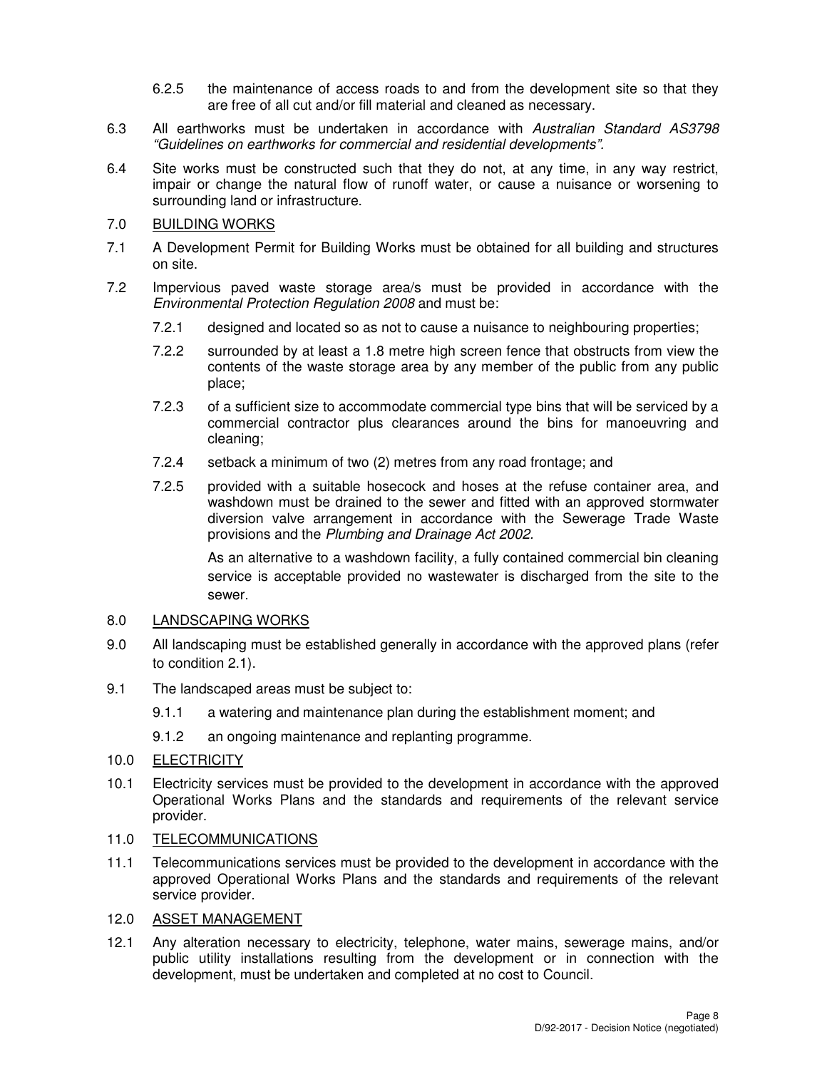6.2.5 the maintenance of access roads to and from the development site so that they are free of all cut and/or fill material and cleaned as necessary.

6.3 All earthworks must be undertaken in accordance with *Australian Standard AS3798 "Guidelines on earthworks for commercial and residential developments".*

6.4 Site works must be constructed such that they do not, at any time, in any way restrict, impair or change the natural flow of runoff water, or cause a nuisance or worsening to surrounding land or infrastructure.

7.0 <u>BUILDING WORKS</u>

7.1 A Development Permit for Building Works must be obtained for all building and structures on site.

7.2 Impervious paved waste storage area/s must be provided in accordance with the *Environmental Protection Regulation 2008* and must be:

7.2.1 designed and located so as not to cause a nuisance to neighbouring properties;

7.2.2 surrounded by at least a 1.8 metre high screen fence that obstructs from view the contents of the waste storage area by any member of the public from any public place;

7.2.3 of a sufficient size to accommodate commercial type bins that will be serviced by a commercial contractor plus clearances around the bins for manoeuvring and cleaning;

7.2.4 setback a minimum of two (2) metres from any road frontage; and

7.2.5 provided with a suitable hosecock and hoses at the refuse container area, and washdown must be drained to the sewer and fitted with an approved stormwater diversion valve arrangement in accordance with the Sewerage Trade Waste provisions and the *Plumbing and Drainage Act 2002.*

As an alternative to a washdown facility, a fully contained commercial bin cleaning service is acceptable provided no wastewater is discharged from the site to the sewer.

8.0 <u>LANDSCAPING WORKS</u>

9.0 All landscaping must be established generally in accordance with the approved plans (refer to condition 2.1).

9.1 The landscaped areas must be subject to:

9.1.1 a watering and maintenance plan during the establishment moment; and

9.1.2 an ongoing maintenance and replanting programme.

10.0 <u>ELECTRICITY</u>

10.1 Electricity services must be provided to the development in accordance with the approved Operational Works Plans and the standards and requirements of the relevant service provider.

11.0 <u>TELECOMMUNICATIONS</u>

11.1 Telecommunications services must be provided to the development in accordance with the approved Operational Works Plans and the standards and requirements of the relevant service provider.

12.0 <u>ASSET MANAGEMENT</u>

12.1 Any alteration necessary to electricity, telephone, water mains, sewerage mains, and/or public utility installations resulting from the development or in connection with the development, must be undertaken and completed at no cost to Council.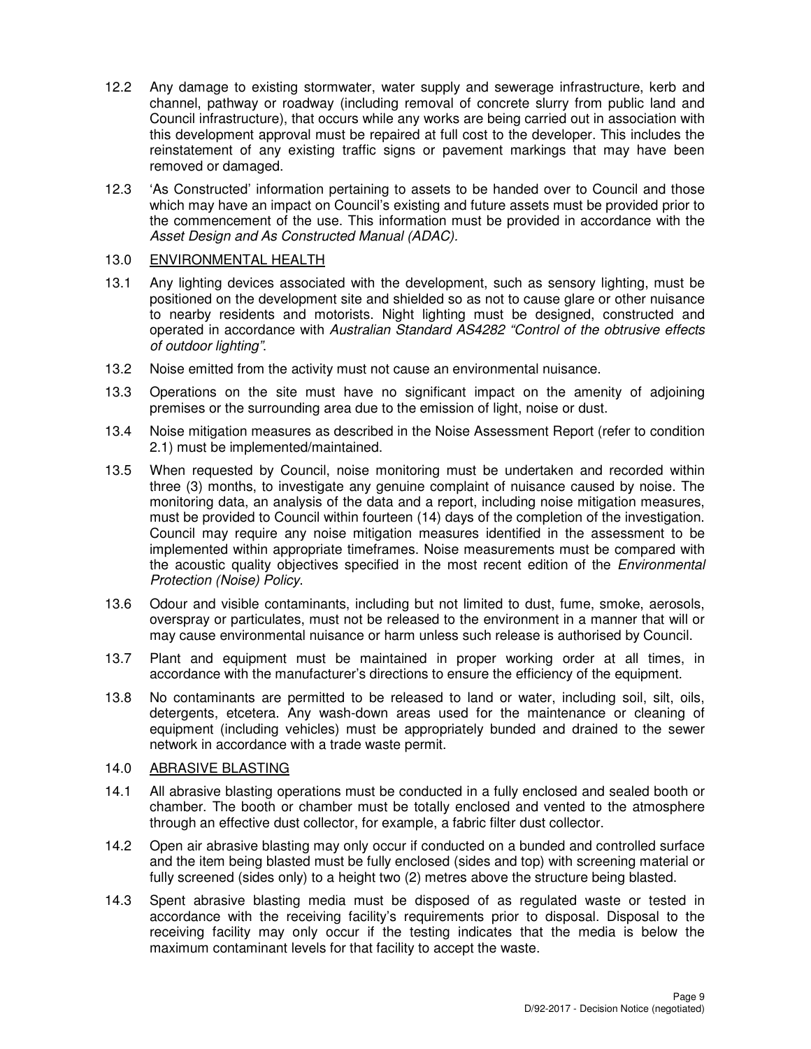12.2 Any damage to existing stormwater, water supply and sewerage infrastructure, kerb and channel, pathway or roadway (including removal of concrete slurry from public land and Council infrastructure), that occurs while any works are being carried out in association with this development approval must be repaired at full cost to the developer. This includes the reinstatement of any existing traffic signs or pavement markings that may have been removed or damaged.

12.3 'As Constructed' information pertaining to assets to be handed over to Council and those which may have an impact on Council's existing and future assets must be provided prior to the commencement of the use. This information must be provided in accordance with the *Asset Design and As Constructed Manual (ADAC)*.

13.0 <u>ENVIRONMENTAL HEALTH</u>

13.1 Any lighting devices associated with the development, such as sensory lighting, must be positioned on the development site and shielded so as not to cause glare or other nuisance to nearby residents and motorists. Night lighting must be designed, constructed and operated in accordance with *Australian Standard AS4282 "Control of the obtrusive effects of outdoor lighting"*.

13.2 Noise emitted from the activity must not cause an environmental nuisance.

13.3 Operations on the site must have no significant impact on the amenity of adjoining premises or the surrounding area due to the emission of light, noise or dust.

13.4 Noise mitigation measures as described in the Noise Assessment Report (refer to condition 2.1) must be implemented/maintained.

13.5 When requested by Council, noise monitoring must be undertaken and recorded within three (3) months, to investigate any genuine complaint of nuisance caused by noise. The monitoring data, an analysis of the data and a report, including noise mitigation measures, must be provided to Council within fourteen (14) days of the completion of the investigation. Council may require any noise mitigation measures identified in the assessment to be implemented within appropriate timeframes. Noise measurements must be compared with the acoustic quality objectives specified in the most recent edition of the *Environmental Protection (Noise) Policy*.

13.6 Odour and visible contaminants, including but not limited to dust, fume, smoke, aerosols, overspray or particulates, must not be released to the environment in a manner that will or may cause environmental nuisance or harm unless such release is authorised by Council.

13.7 Plant and equipment must be maintained in proper working order at all times, in accordance with the manufacturer's directions to ensure the efficiency of the equipment.

13.8 No contaminants are permitted to be released to land or water, including soil, silt, oils, detergents, etcetera. Any wash-down areas used for the maintenance or cleaning of equipment (including vehicles) must be appropriately bunded and drained to the sewer network in accordance with a trade waste permit.

14.0 <u>ABRASIVE BLASTING</u>

14.1 All abrasive blasting operations must be conducted in a fully enclosed and sealed booth or chamber. The booth or chamber must be totally enclosed and vented to the atmosphere through an effective dust collector, for example, a fabric filter dust collector.

14.2 Open air abrasive blasting may only occur if conducted on a bunded and controlled surface and the item being blasted must be fully enclosed (sides and top) with screening material or fully screened (sides only) to a height two (2) metres above the structure being blasted.

14.3 Spent abrasive blasting media must be disposed of as regulated waste or tested in accordance with the receiving facility's requirements prior to disposal. Disposal to the receiving facility may only occur if the testing indicates that the media is below the maximum contaminant levels for that facility to accept the waste.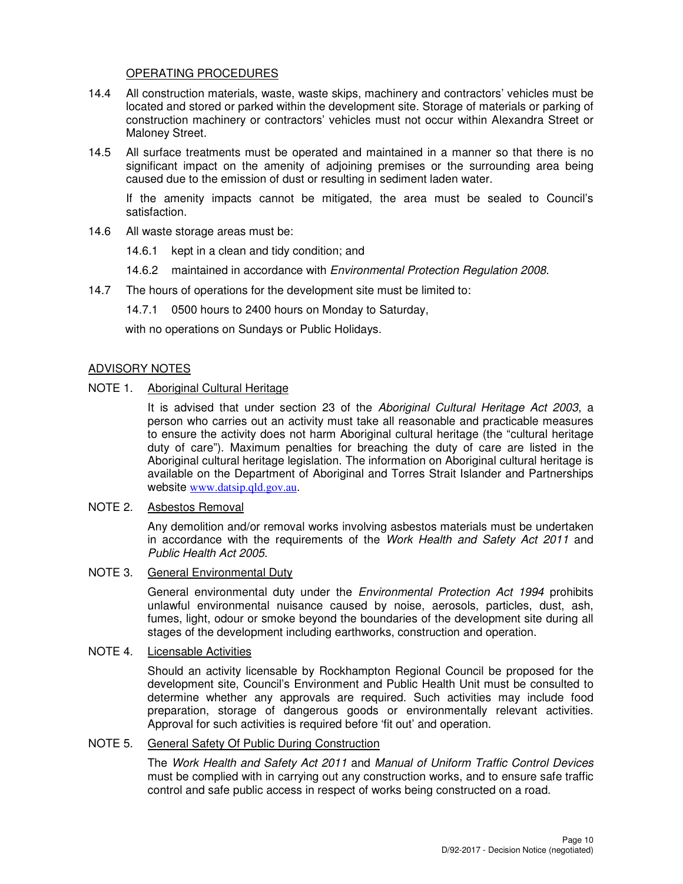OPERATING PROCEDURES

14.4 All construction materials, waste, waste skips, machinery and contractors' vehicles must be located and stored or parked within the development site. Storage of materials or parking of construction machinery or contractors' vehicles must not occur within Alexandra Street or Maloney Street.

14.5 All surface treatments must be operated and maintained in a manner so that there is no significant impact on the amenity of adjoining premises or the surrounding area being caused due to the emission of dust or resulting in sediment laden water.

If the amenity impacts cannot be mitigated, the area must be sealed to Council's satisfaction.

14.6 All waste storage areas must be:

14.6.1 kept in a clean and tidy condition; and

14.6.2 maintained in accordance with *Environmental Protection Regulation 2008*.

14.7 The hours of operations for the development site must be limited to:

14.7.1 0500 hours to 2400 hours on Monday to Saturday,

with no operations on Sundays or Public Holidays.

ADVISORY NOTES

NOTE 1. Aboriginal Cultural Heritage

It is advised that under section 23 of the *Aboriginal Cultural Heritage Act 2003*, a person who carries out an activity must take all reasonable and practicable measures to ensure the activity does not harm Aboriginal cultural heritage (the "cultural heritage duty of care"). Maximum penalties for breaching the duty of care are listed in the Aboriginal cultural heritage legislation. The information on Aboriginal cultural heritage is available on the Department of Aboriginal and Torres Strait Islander and Partnerships website www.datsip.qld.gov.au.

NOTE 2. Asbestos Removal

Any demolition and/or removal works involving asbestos materials must be undertaken in accordance with the requirements of the *Work Health and Safety Act 2011* and *Public Health Act 2005*.

NOTE 3. General Environmental Duty

General environmental duty under the *Environmental Protection Act 1994* prohibits unlawful environmental nuisance caused by noise, aerosols, particles, dust, ash, fumes, light, odour or smoke beyond the boundaries of the development site during all stages of the development including earthworks, construction and operation.

NOTE 4. Licensable Activities

Should an activity licensable by Rockhampton Regional Council be proposed for the development site, Council's Environment and Public Health Unit must be consulted to determine whether any approvals are required. Such activities may include food preparation, storage of dangerous goods or environmentally relevant activities. Approval for such activities is required before 'fit out' and operation.

NOTE 5. General Safety Of Public During Construction

The *Work Health and Safety Act 2011* and *Manual of Uniform Traffic Control Devices* must be complied with in carrying out any construction works, and to ensure safe traffic control and safe public access in respect of works being constructed on a road.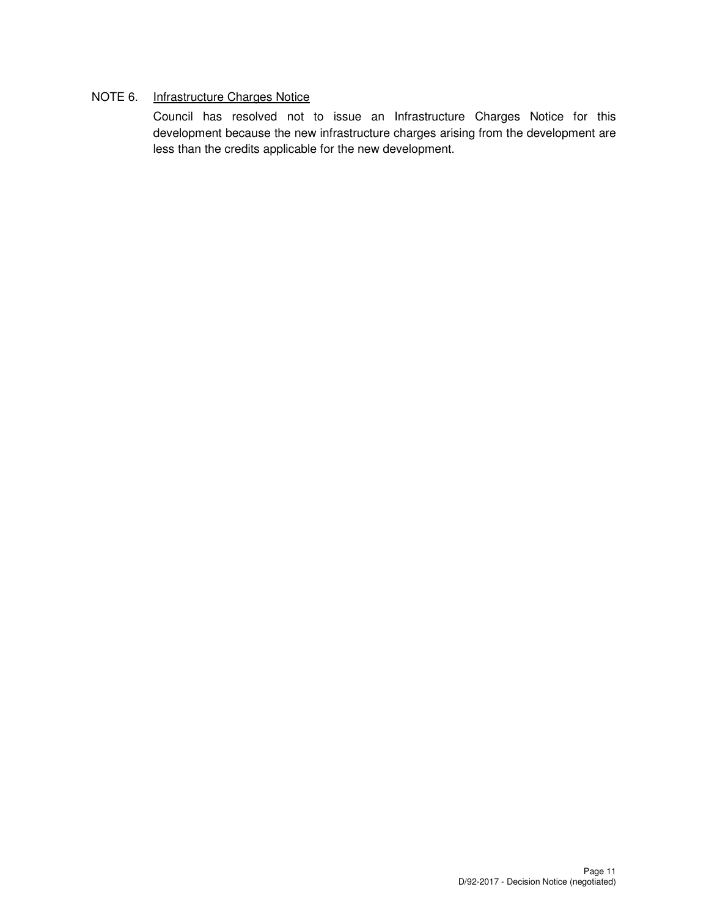NOTE 6. <u>Infrastructure Charges Notice</u>

Council has resolved not to issue an Infrastructure Charges Notice for this development because the new infrastructure charges arising from the development are less than the credits applicable for the new development.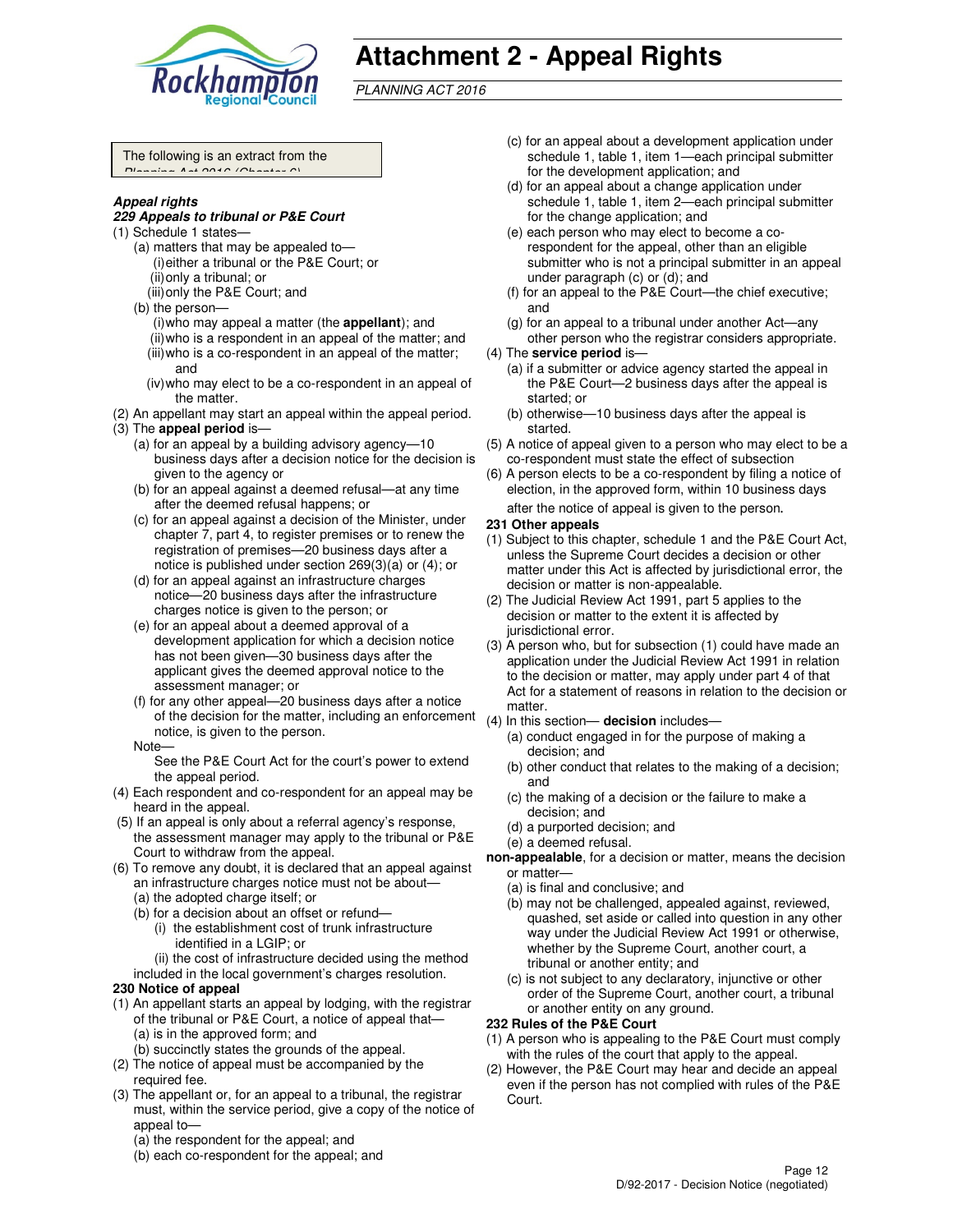# Attachment 2 - Appeal Rights

*PLANNING ACT 2016*

The following is an extract from the Planning Act 2016 (Chapter 6)

***Appeal rights***

***229 Appeals to tribunal or P&E Court***

(1) Schedule 1 states—

(a) matters that may be appealed to—

(i) either a tribunal or the P&E Court; or

(ii) only a tribunal; or

(iii) only the P&E Court; and

(b) the person—

(i) who may appeal a matter (the **appellant**); and

(ii) who is a respondent in an appeal of the matter; and

(iii) who is a co-respondent in an appeal of the matter; and

(iv) who may elect to be a co-respondent in an appeal of the matter.

(2) An appellant may start an appeal within the appeal period.

(3) The **appeal period** is—

(a) for an appeal by a building advisory agency—10 business days after a decision notice for the decision is given to the agency or

(b) for an appeal against a deemed refusal—at any time after the deemed refusal happens; or

(c) for an appeal against a decision of the Minister, under chapter 7, part 4, to register premises or to renew the registration of premises—20 business days after a notice is published under section 269(3)(a) or (4); or

(d) for an appeal against an infrastructure charges notice—20 business days after the infrastructure charges notice is given to the person; or

(e) for an appeal about a deemed approval of a development application for which a decision notice has not been given—30 business days after the applicant gives the deemed approval notice to the assessment manager; or

(f) for any other appeal—20 business days after a notice of the decision for the matter, including an enforcement notice, is given to the person.

Note—

See the P&E Court Act for the court's power to extend the appeal period.

(4) Each respondent and co-respondent for an appeal may be heard in the appeal.

(5) If an appeal is only about a referral agency's response, the assessment manager may apply to the tribunal or P&E Court to withdraw from the appeal.

(6) To remove any doubt, it is declared that an appeal against an infrastructure charges notice must not be about—

(a) the adopted charge itself; or

(b) for a decision about an offset or refund—

(i) the establishment cost of trunk infrastructure identified in a LGIP; or

(ii) the cost of infrastructure decided using the method included in the local government's charges resolution.

**230 Notice of appeal**

(1) An appellant starts an appeal by lodging, with the registrar of the tribunal or P&E Court, a notice of appeal that—

(a) is in the approved form; and

(b) succinctly states the grounds of the appeal.

(2) The notice of appeal must be accompanied by the required fee.

(3) The appellant or, for an appeal to a tribunal, the registrar must, within the service period, give a copy of the notice of appeal to—

(a) the respondent for the appeal; and

(b) each co-respondent for the appeal; and

(c) for an appeal about a development application under schedule 1, table 1, item 1—each principal submitter for the development application; and

(d) for an appeal about a change application under schedule 1, table 1, item 2—each principal submitter for the change application; and

(e) each person who may elect to become a co-respondent for the appeal, other than an eligible submitter who is not a principal submitter in an appeal under paragraph (c) or (d); and

(f) for an appeal to the P&E Court—the chief executive; and

(g) for an appeal to a tribunal under another Act—any other person who the registrar considers appropriate.

(4) The **service period** is—

(a) if a submitter or advice agency started the appeal in the P&E Court—2 business days after the appeal is started; or

(b) otherwise—10 business days after the appeal is started.

(5) A notice of appeal given to a person who may elect to be a co-respondent must state the effect of subsection

(6) A person elects to be a co-respondent by filing a notice of election, in the approved form, within 10 business days after the notice of appeal is given to the person.

**231 Other appeals**

(1) Subject to this chapter, schedule 1 and the P&E Court Act, unless the Supreme Court decides a decision or other matter under this Act is affected by jurisdictional error, the decision or matter is non-appealable.

(2) The Judicial Review Act 1991, part 5 applies to the decision or matter to the extent it is affected by jurisdictional error.

(3) A person who, but for subsection (1) could have made an application under the Judicial Review Act 1991 in relation to the decision or matter, may apply under part 4 of that Act for a statement of reasons in relation to the decision or matter.

(4) In this section— **decision** includes—

(a) conduct engaged in for the purpose of making a decision; and

(b) other conduct that relates to the making of a decision; and

(c) the making of a decision or the failure to make a decision; and

(d) a purported decision; and

(e) a deemed refusal.

**non-appealable**, for a decision or matter, means the decision or matter—

(a) is final and conclusive; and

(b) may not be challenged, appealed against, reviewed, quashed, set aside or called into question in any other way under the Judicial Review Act 1991 or otherwise, whether by the Supreme Court, another court, a tribunal or another entity; and

(c) is not subject to any declaratory, injunctive or other order of the Supreme Court, another court, a tribunal or another entity on any ground.

**232 Rules of the P&E Court**

(1) A person who is appealing to the P&E Court must comply with the rules of the court that apply to the appeal.

(2) However, the P&E Court may hear and decide an appeal even if the person has not complied with rules of the P&E Court.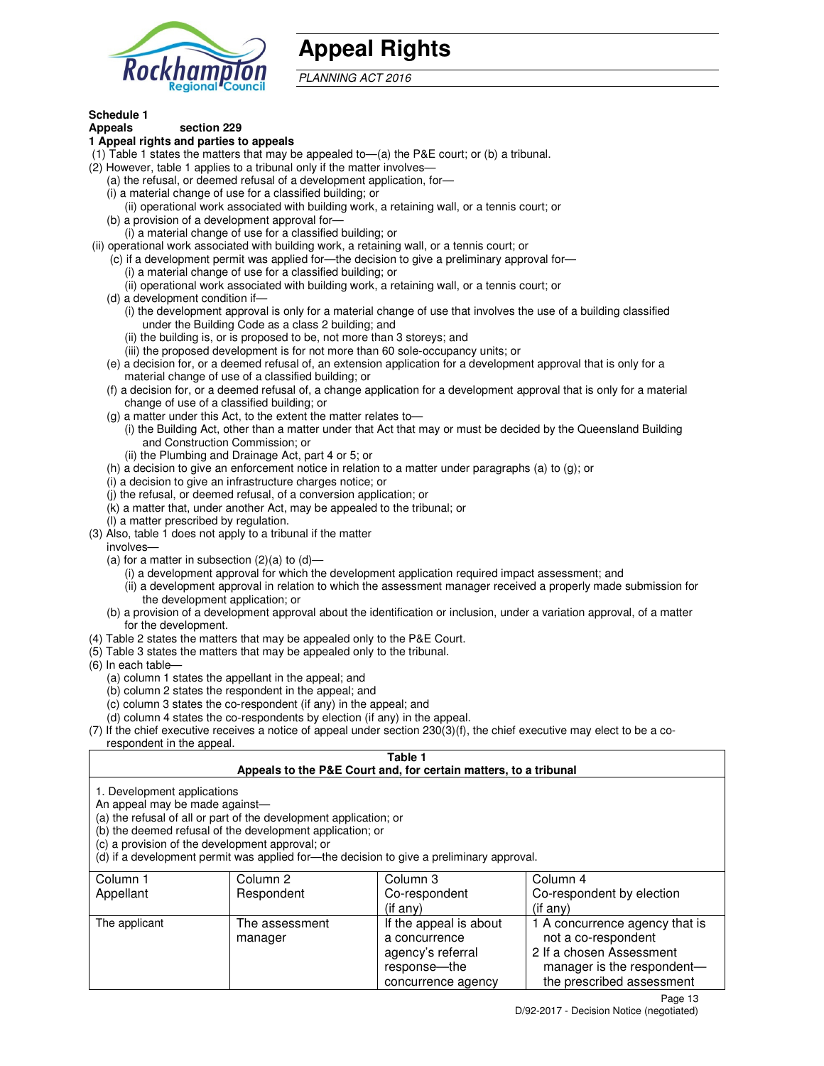# Appeal Rights

*PLANNING ACT 2016*

**Schedule 1**
**Appeals section 229**

**1 Appeal rights and parties to appeals**

(1) Table 1 states the matters that may be appealed to—(a) the P&E court; or (b) a tribunal.

(2) However, table 1 applies to a tribunal only if the matter involves—

(a) the refusal, or deemed refusal of a development application, for—

(i) a material change of use for a classified building; or

(ii) operational work associated with building work, a retaining wall, or a tennis court; or

(b) a provision of a development approval for—

(i) a material change of use for a classified building; or

(ii) operational work associated with building work, a retaining wall, or a tennis court; or

(c) if a development permit was applied for—the decision to give a preliminary approval for—

(i) a material change of use for a classified building; or

(ii) operational work associated with building work, a retaining wall, or a tennis court; or

(d) a development condition if—

(i) the development approval is only for a material change of use that involves the use of a building classified under the Building Code as a class 2 building; and

(ii) the building is, or is proposed to be, not more than 3 storeys; and

(iii) the proposed development is for not more than 60 sole-occupancy units; or

(e) a decision for, or a deemed refusal of, an extension application for a development approval that is only for a material change of use of a classified building; or

(f) a decision for, or a deemed refusal of, a change application for a development approval that is only for a material change of use of a classified building; or

(g) a matter under this Act, to the extent the matter relates to—

(i) the Building Act, other than a matter under that Act that may or must be decided by the Queensland Building and Construction Commission; or

(ii) the Plumbing and Drainage Act, part 4 or 5; or

(h) a decision to give an enforcement notice in relation to a matter under paragraphs (a) to (g); or

(i) a decision to give an infrastructure charges notice; or

(j) the refusal, or deemed refusal, of a conversion application; or

(k) a matter that, under another Act, may be appealed to the tribunal; or

(l) a matter prescribed by regulation.

(3) Also, table 1 does not apply to a tribunal if the matter involves—

(a) for a matter in subsection (2)(a) to (d)—

(i) a development approval for which the development application required impact assessment; and

(ii) a development approval in relation to which the assessment manager received a properly made submission for the development application; or

(b) a provision of a development approval about the identification or inclusion, under a variation approval, of a matter for the development.

(4) Table 2 states the matters that may be appealed only to the P&E Court.

(5) Table 3 states the matters that may be appealed only to the tribunal.

(6) In each table—

(a) column 1 states the appellant in the appeal; and

(b) column 2 states the respondent in the appeal; and

(c) column 3 states the co-respondent (if any) in the appeal; and

(d) column 4 states the co-respondents by election (if any) in the appeal.

(7) If the chief executive receives a notice of appeal under section 230(3)(f), the chief executive may elect to be a co-respondent in the appeal.

**Table 1**
**Appeals to the P&E Court and, for certain matters, to a tribunal**

1. Development applications

An appeal may be made against—

(a) the refusal of all or part of the development application; or

(b) the deemed refusal of the development application; or

(c) a provision of the development approval; or

(d) if a development permit was applied for—the decision to give a preliminary approval.

| Column 1<br>Appellant | Column 2<br>Respondent | Column 3<br>Co-respondent<br>(if any) | Column 4<br>Co-respondent by election<br>(if any) |
|---|---|---|---|
| The applicant | The assessment manager | If the appeal is about a concurrence agency's referral response—the concurrence agency | 1 A concurrence agency that is not a co-respondent<br>2 If a chosen Assessment manager is the respondent—the prescribed assessment |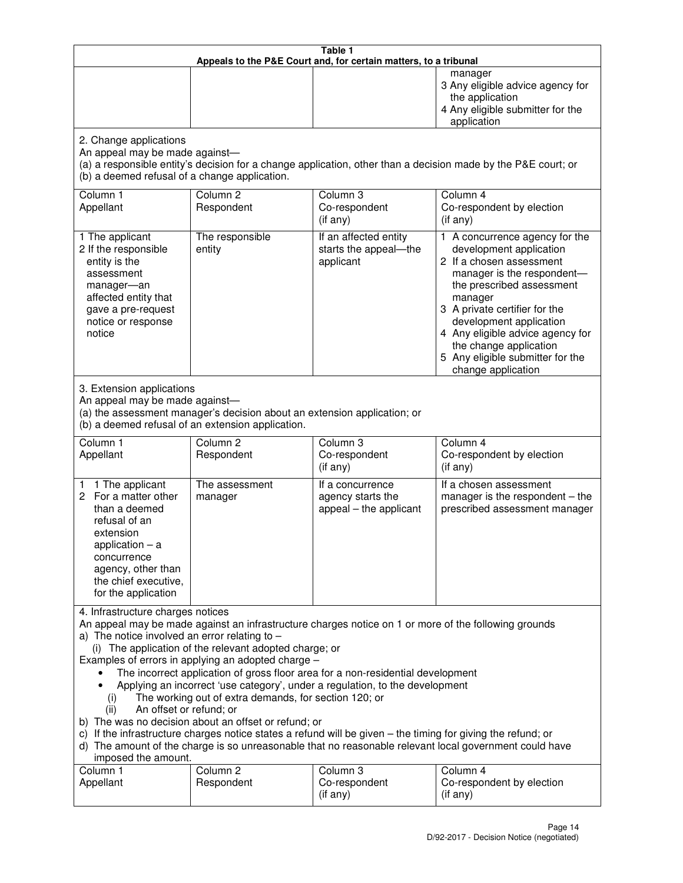**Table 1**
**Appeals to the P&E Court and, for certain matters, to a tribunal**

| | | | |
|---|---|---|---|
| | | | manager<br>3 Any eligible advice agency for the application<br>4 Any eligible submitter for the application |

2. Change applications
An appeal may be made against—
(a) a responsible entity's decision for a change application, other than a decision made by the P&E court; or
(b) a deemed refusal of a change application.

| Column 1<br>Appellant | Column 2<br>Respondent | Column 3<br>Co-respondent<br>(if any) | Column 4<br>Co-respondent by election<br>(if any) |
|---|---|---|---|
| 1 The applicant<br>2 If the responsible entity is the assessment manager—an affected entity that gave a pre-request notice or response notice | The responsible entity | If an affected entity starts the appeal—the applicant | 1 A concurrence agency for the development application<br>2 If a chosen assessment manager is the respondent—the prescribed assessment manager<br>3 A private certifier for the development application<br>4 Any eligible advice agency for the change application<br>5 Any eligible submitter for the change application |

3. Extension applications
An appeal may be made against—
(a) the assessment manager's decision about an extension application; or
(b) a deemed refusal of an extension application.

| Column 1<br>Appellant | Column 2<br>Respondent | Column 3<br>Co-respondent<br>(if any) | Column 4<br>Co-respondent by election<br>(if any) |
|---|---|---|---|
| 1 1 The applicant<br>2 For a matter other than a deemed refusal of an extension application – a concurrence agency, other than the chief executive, for the application | The assessment manager | If a concurrence agency starts the appeal – the applicant | If a chosen assessment manager is the respondent – the prescribed assessment manager |

4. Infrastructure charges notices
An appeal may be made against an infrastructure charges notice on 1 or more of the following grounds
a) The notice involved an error relating to –
  (i) The application of the relevant adopted charge; or
Examples of errors in applying an adopted charge –
- The incorrect application of gross floor area for a non-residential development
- Applying an incorrect 'use category', under a regulation, to the development
  (i) The working out of extra demands, for section 120; or
  (ii) An offset or refund; or
b) The was no decision about an offset or refund; or
c) If the infrastructure charges notice states a refund will be given – the timing for giving the refund; or
d) The amount of the charge is so unreasonable that no reasonable relevant local government could have imposed the amount.

| Column 1<br>Appellant | Column 2<br>Respondent | Column 3<br>Co-respondent<br>(if any) | Column 4<br>Co-respondent by election<br>(if any) |
|---|---|---|---|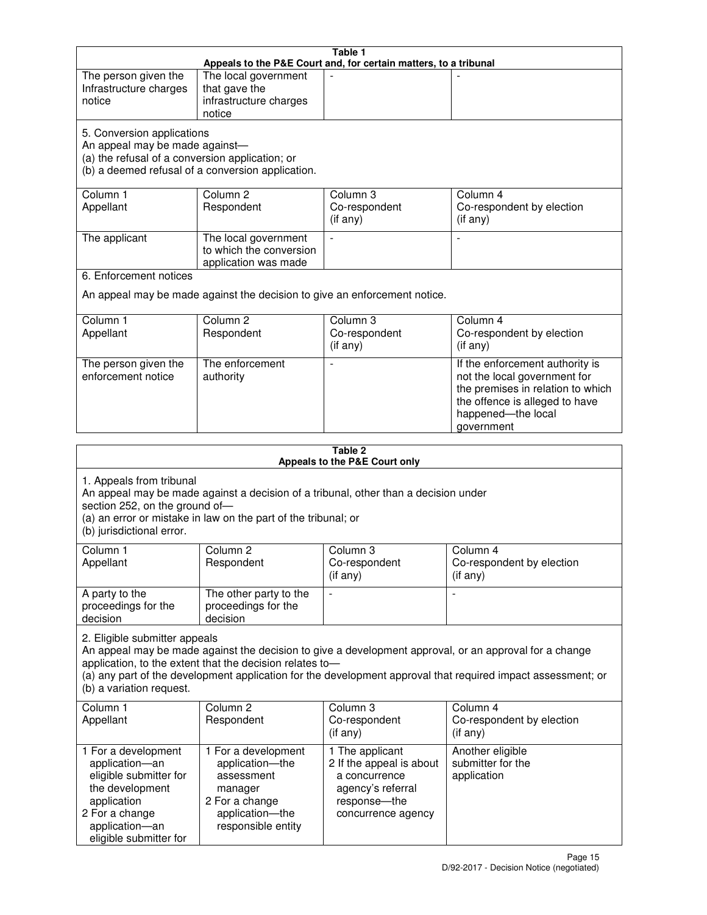**Table 1**
**Appeals to the P&E Court and, for certain matters, to a tribunal**

| | | | |
|---|---|---|---|
| The person given the Infrastructure charges notice | The local government that gave the infrastructure charges notice | - | - |

5. Conversion applications
An appeal may be made against—
(a) the refusal of a conversion application; or
(b) a deemed refusal of a conversion application.

| Column 1<br>Appellant | Column 2<br>Respondent | Column 3<br>Co-respondent<br>(if any) | Column 4<br>Co-respondent by election<br>(if any) |
|---|---|---|---|
| The applicant | The local government to which the conversion application was made | - | - |

6. Enforcement notices

An appeal may be made against the decision to give an enforcement notice.

| Column 1<br>Appellant | Column 2<br>Respondent | Column 3<br>Co-respondent<br>(if any) | Column 4<br>Co-respondent by election<br>(if any) |
|---|---|---|---|
| The person given the enforcement notice | The enforcement authority | - | If the enforcement authority is not the local government for the premises in relation to which the offence is alleged to have happened—the local government |

**Table 2**
**Appeals to the P&E Court only**

1. Appeals from tribunal
An appeal may be made against a decision of a tribunal, other than a decision under section 252, on the ground of—
(a) an error or mistake in law on the part of the tribunal; or
(b) jurisdictional error.

| Column 1<br>Appellant | Column 2<br>Respondent | Column 3<br>Co-respondent<br>(if any) | Column 4<br>Co-respondent by election<br>(if any) |
|---|---|---|---|
| A party to the proceedings for the decision | The other party to the proceedings for the decision | - | - |

2. Eligible submitter appeals
An appeal may be made against the decision to give a development approval, or an approval for a change application, to the extent that the decision relates to—
(a) any part of the development application for the development approval that required impact assessment; or
(b) a variation request.

| Column 1<br>Appellant | Column 2<br>Respondent | Column 3<br>Co-respondent<br>(if any) | Column 4<br>Co-respondent by election<br>(if any) |
|---|---|---|---|
| 1 For a development application—an eligible submitter for the development application<br>2 For a change application—an eligible submitter for | 1 For a development application—the assessment manager<br>2 For a change application—the responsible entity | 1 The applicant<br>2 If the appeal is about a concurrence agency's referral response—the concurrence agency | Another eligible submitter for the application |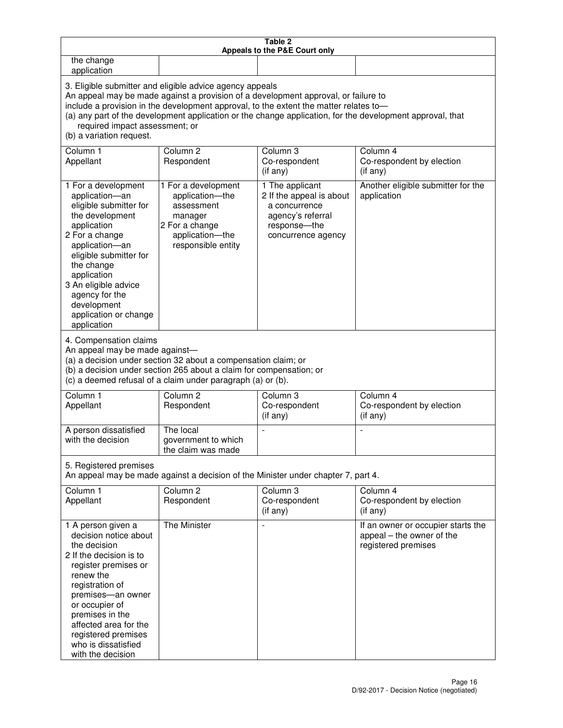**Table 2**
**Appeals to the P&E Court only**

| | | | |
|---|---|---|---|
| the change application | | | |

3. Eligible submitter and eligible advice agency appeals
An appeal may be made against a provision of a development approval, or failure to include a provision in the development approval, to the extent the matter relates to—
(a) any part of the development application or the change application, for the development approval, that required impact assessment; or
(b) a variation request.

| Column 1<br>Appellant | Column 2<br>Respondent | Column 3<br>Co-respondent<br>(if any) | Column 4<br>Co-respondent by election<br>(if any) |
|---|---|---|---|
| 1 For a development application—an eligible submitter for the development application<br>2 For a change application—an eligible submitter for the change application<br>3 An eligible advice agency for the development application or change application | 1 For a development application—the assessment manager<br>2 For a change application—the responsible entity | 1 The applicant<br>2 If the appeal is about a concurrence agency's referral response—the concurrence agency | Another eligible submitter for the application |

4. Compensation claims
An appeal may be made against—
(a) a decision under section 32 about a compensation claim; or
(b) a decision under section 265 about a claim for compensation; or
(c) a deemed refusal of a claim under paragraph (a) or (b).

| Column 1<br>Appellant | Column 2<br>Respondent | Column 3<br>Co-respondent<br>(if any) | Column 4<br>Co-respondent by election<br>(if any) |
|---|---|---|---|
| A person dissatisfied with the decision | The local government to which the claim was made | - | - |

5. Registered premises
An appeal may be made against a decision of the Minister under chapter 7, part 4.

| Column 1<br>Appellant | Column 2<br>Respondent | Column 3<br>Co-respondent<br>(if any) | Column 4<br>Co-respondent by election<br>(if any) |
|---|---|---|---|
| 1 A person given a decision notice about the decision<br>2 If the decision is to register premises or renew the registration of premises—an owner or occupier of premises in the affected area for the registered premises who is dissatisfied with the decision | The Minister | - | If an owner or occupier starts the appeal – the owner of the registered premises |

D/92-2017 - Decision Notice (negotiated)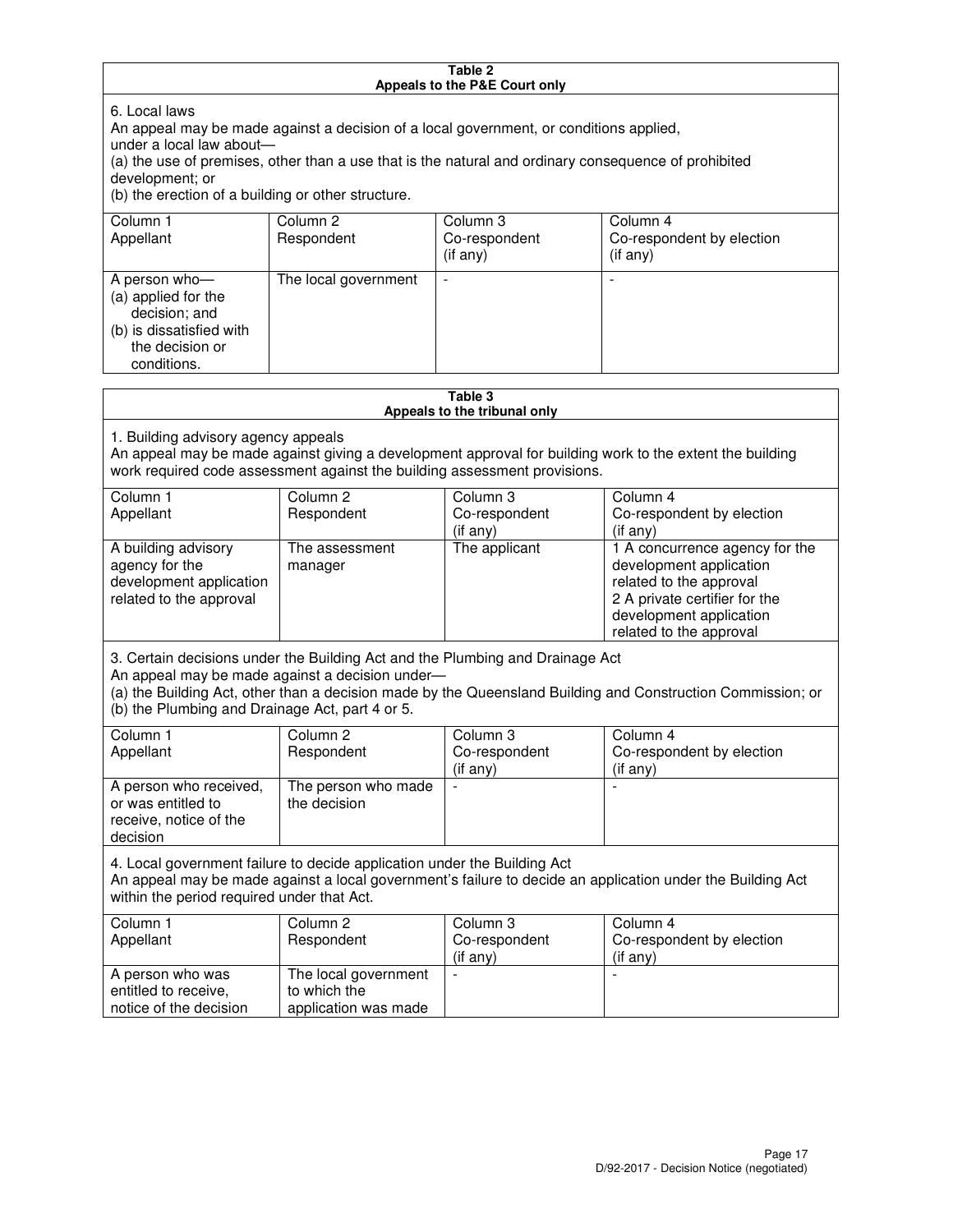**Table 2**
**Appeals to the P&E Court only**

6. Local laws
An appeal may be made against a decision of a local government, or conditions applied, under a local law about—
(a) the use of premises, other than a use that is the natural and ordinary consequence of prohibited development; or
(b) the erection of a building or other structure.

| Column 1 Appellant | Column 2 Respondent | Column 3 Co-respondent (if any) | Column 4 Co-respondent by election (if any) |
|---|---|---|---|
| A person who— (a) applied for the decision; and (b) is dissatisfied with the decision or conditions. | The local government | - | - |

**Table 3**
**Appeals to the tribunal only**

1. Building advisory agency appeals
An appeal may be made against giving a development approval for building work to the extent the building work required code assessment against the building assessment provisions.

| Column 1 Appellant | Column 2 Respondent | Column 3 Co-respondent (if any) | Column 4 Co-respondent by election (if any) |
|---|---|---|---|
| A building advisory agency for the development application related to the approval | The assessment manager | The applicant | 1 A concurrence agency for the development application related to the approval<br>2 A private certifier for the development application related to the approval |

3. Certain decisions under the Building Act and the Plumbing and Drainage Act
An appeal may be made against a decision under—
(a) the Building Act, other than a decision made by the Queensland Building and Construction Commission; or
(b) the Plumbing and Drainage Act, part 4 or 5.

| Column 1 Appellant | Column 2 Respondent | Column 3 Co-respondent (if any) | Column 4 Co-respondent by election (if any) |
|---|---|---|---|
| A person who received, or was entitled to receive, notice of the decision | The person who made the decision | - | - |

4. Local government failure to decide application under the Building Act
An appeal may be made against a local government's failure to decide an application under the Building Act within the period required under that Act.

| Column 1 Appellant | Column 2 Respondent | Column 3 Co-respondent (if any) | Column 4 Co-respondent by election (if any) |
|---|---|---|---|
| A person who was entitled to receive, notice of the decision | The local government to which the application was made | - | - |